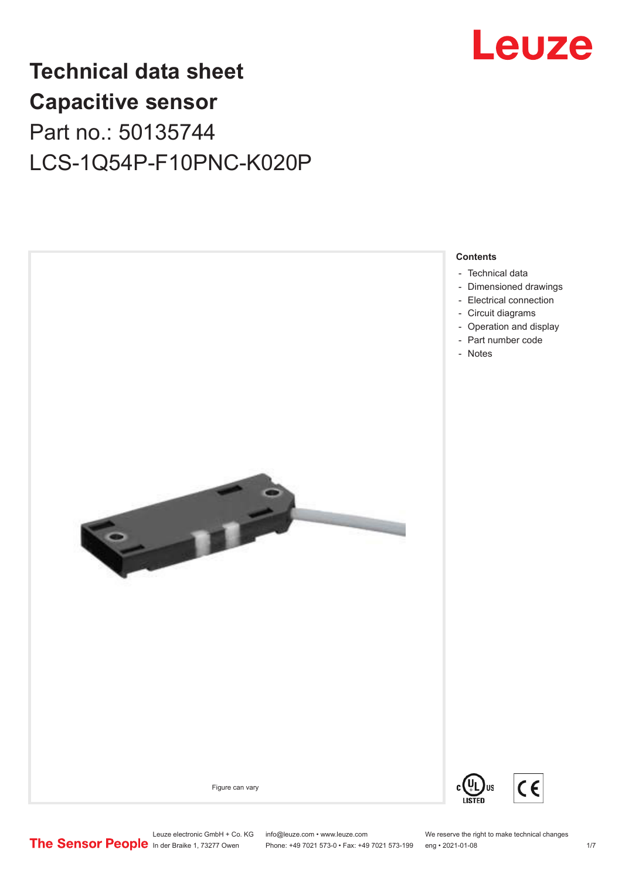Leuze

# Technical data sheet
# Capacitive sensor

Part no.: 50135744

LCS-1Q54P-F10PNC-K020P

Figure can vary

**Contents**

- Technical data
- Dimensioned drawings
- Electrical connection
- Circuit diagrams
- Operation and display
- Part number code
- Notes

Leuze electronic GmbH + Co. KG
In der Braike 1, 73277 Owen

info@leuze.com • www.leuze.com
Phone: +49 7021 573-0 • Fax: +49 7021 573-199

We reserve the right to make technical changes
eng • 2021-01-08

The Sensor People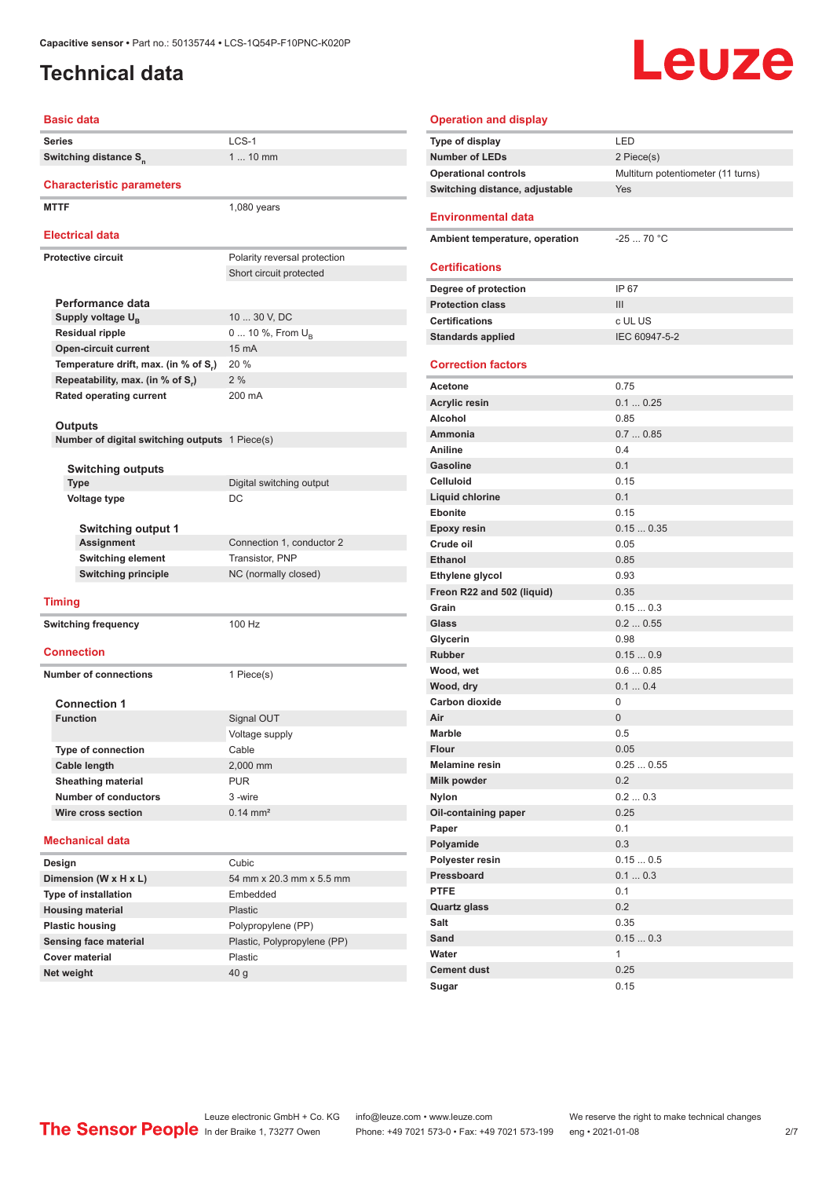# Technical data

## Basic data

| | |
|---|---|
| **Series** | LCS-1 |
| **Switching distance $S_n$** | 1 ... 10 mm |

## Characteristic parameters

| | |
|---|---|
| **MTTF** | 1,080 years |

## Electrical data

| | |
|---|---|
| **Protective circuit** | Polarity reversal protection |
| | Short circuit protected |

### Performance data

| | |
|---|---|
| **Supply voltage $U_B$** | 10 ... 30 V, DC |
| **Residual ripple** | 0 ... 10 %, From $U_B$ |
| **Open-circuit current** | 15 mA |
| **Temperature drift, max. (in % of $S_r$)** | 20 % |
| **Repeatability, max. (in % of $S_r$)** | 2 % |
| **Rated operating current** | 200 mA |

### Outputs

| | |
|---|---|
| **Number of digital switching outputs** | 1 Piece(s) |

#### Switching outputs

| | |
|---|---|
| **Type** | Digital switching output |
| **Voltage type** | DC |

##### Switching output 1

| | |
|---|---|
| **Assignment** | Connection 1, conductor 2 |
| **Switching element** | Transistor, PNP |
| **Switching principle** | NC (normally closed) |

## Timing

| | |
|---|---|
| **Switching frequency** | 100 Hz |

## Connection

| | |
|---|---|
| **Number of connections** | 1 Piece(s) |

### Connection 1

| | |
|---|---|
| **Function** | Signal OUT |
| | Voltage supply |
| **Type of connection** | Cable |
| **Cable length** | 2,000 mm |
| **Sheathing material** | PUR |
| **Number of conductors** | 3 -wire |
| **Wire cross section** | 0.14 mm² |

## Mechanical data

| | |
|---|---|
| **Design** | Cubic |
| **Dimension (W x H x L)** | 54 mm x 20.3 mm x 5.5 mm |
| **Type of installation** | Embedded |
| **Housing material** | Plastic |
| **Plastic housing** | Polypropylene (PP) |
| **Sensing face material** | Plastic, Polypropylene (PP) |
| **Cover material** | Plastic |
| **Net weight** | 40 g |

## Operation and display

| | |
|---|---|
| **Type of display** | LED |
| **Number of LEDs** | 2 Piece(s) |
| **Operational controls** | Multiturn potentiometer (11 turns) |
| **Switching distance, adjustable** | Yes |

## Environmental data

| | |
|---|---|
| **Ambient temperature, operation** | -25 ... 70 °C |

## Certifications

| | |
|---|---|
| **Degree of protection** | IP 67 |
| **Protection class** | III |
| **Certifications** | c UL US |
| **Standards applied** | IEC 60947-5-2 |

## Correction factors

| | |
|---|---|
| **Acetone** | 0.75 |
| **Acrylic resin** | 0.1 ... 0.25 |
| **Alcohol** | 0.85 |
| **Ammonia** | 0.7 ... 0.85 |
| **Aniline** | 0.4 |
| **Gasoline** | 0.1 |
| **Celluloid** | 0.15 |
| **Liquid chlorine** | 0.1 |
| **Ebonite** | 0.15 |
| **Epoxy resin** | 0.15 ... 0.35 |
| **Crude oil** | 0.05 |
| **Ethanol** | 0.85 |
| **Ethylene glycol** | 0.93 |
| **Freon R22 and 502 (liquid)** | 0.35 |
| **Grain** | 0.15 ... 0.3 |
| **Glass** | 0.2 ... 0.55 |
| **Glycerin** | 0.98 |
| **Rubber** | 0.15 ... 0.9 |
| **Wood, wet** | 0.6 ... 0.85 |
| **Wood, dry** | 0.1 ... 0.4 |
| **Carbon dioxide** | 0 |
| **Air** | 0 |
| **Marble** | 0.5 |
| **Flour** | 0.05 |
| **Melamine resin** | 0.25 ... 0.55 |
| **Milk powder** | 0.2 |
| **Nylon** | 0.2 ... 0.3 |
| **Oil-containing paper** | 0.25 |
| **Paper** | 0.1 |
| **Polyamide** | 0.3 |
| **Polyester resin** | 0.15 ... 0.5 |
| **Pressboard** | 0.1 ... 0.3 |
| **PTFE** | 0.1 |
| **Quartz glass** | 0.2 |
| **Salt** | 0.35 |
| **Sand** | 0.15 ... 0.3 |
| **Water** | 1 |
| **Cement dust** | 0.25 |
| **Sugar** | 0.15 |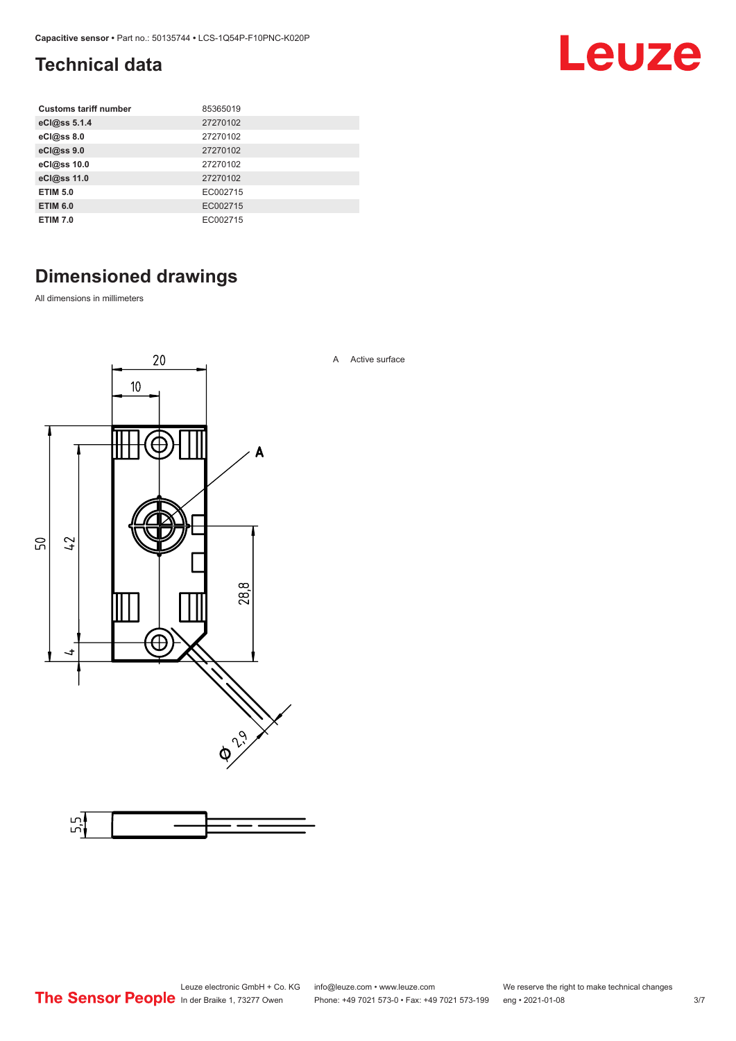## Technical data

| | |
|---|---|
| **Customs tariff number** | 85365019 |
| **eCl@ss 5.1.4** | 27270102 |
| **eCl@ss 8.0** | 27270102 |
| **eCl@ss 9.0** | 27270102 |
| **eCl@ss 10.0** | 27270102 |
| **eCl@ss 11.0** | 27270102 |
| **ETIM 5.0** | EC002715 |
| **ETIM 6.0** | EC002715 |
| **ETIM 7.0** | EC002715 |

## Dimensioned drawings

All dimensions in millimeters

A Active surface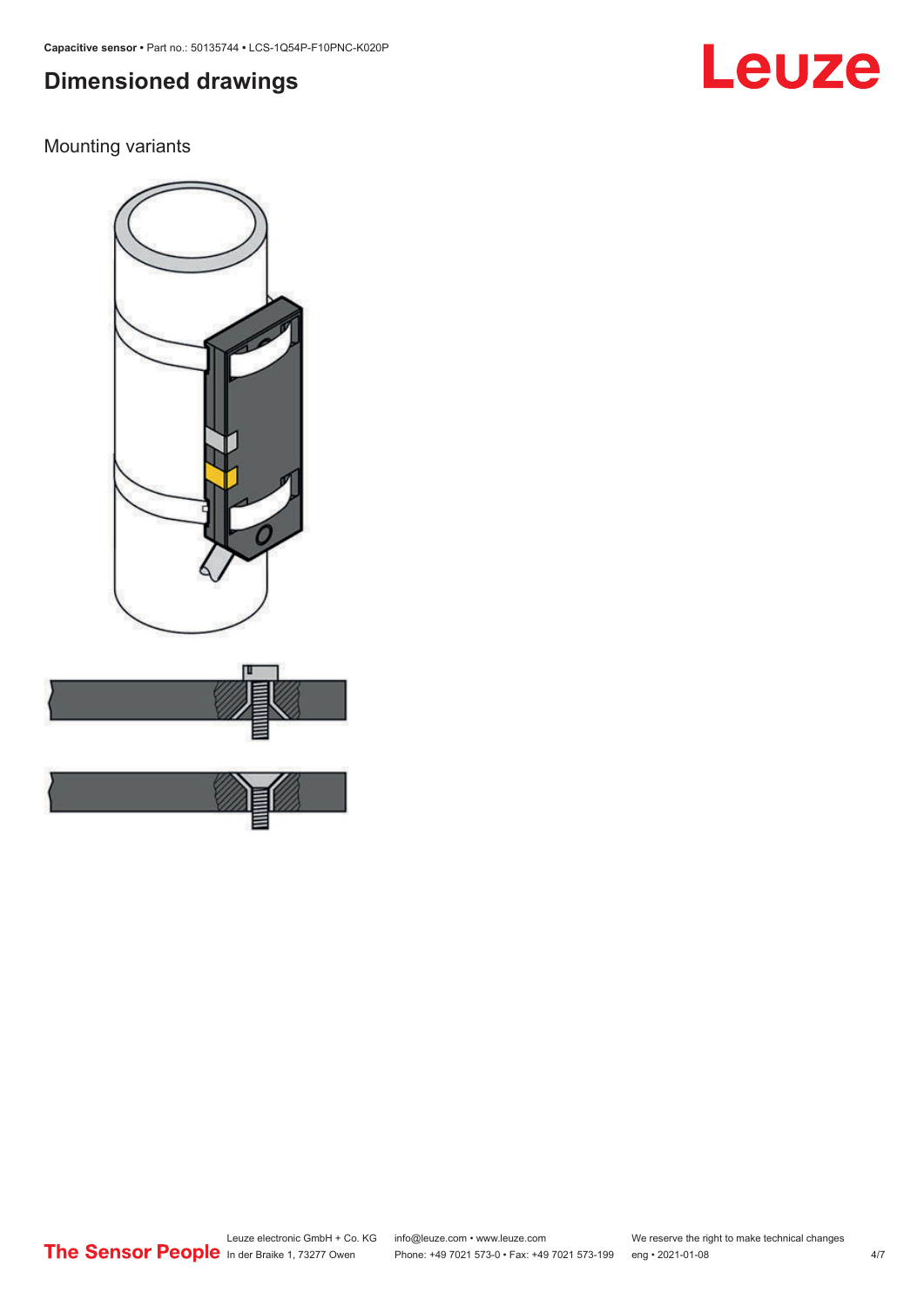## Dimensioned drawings

Mounting variants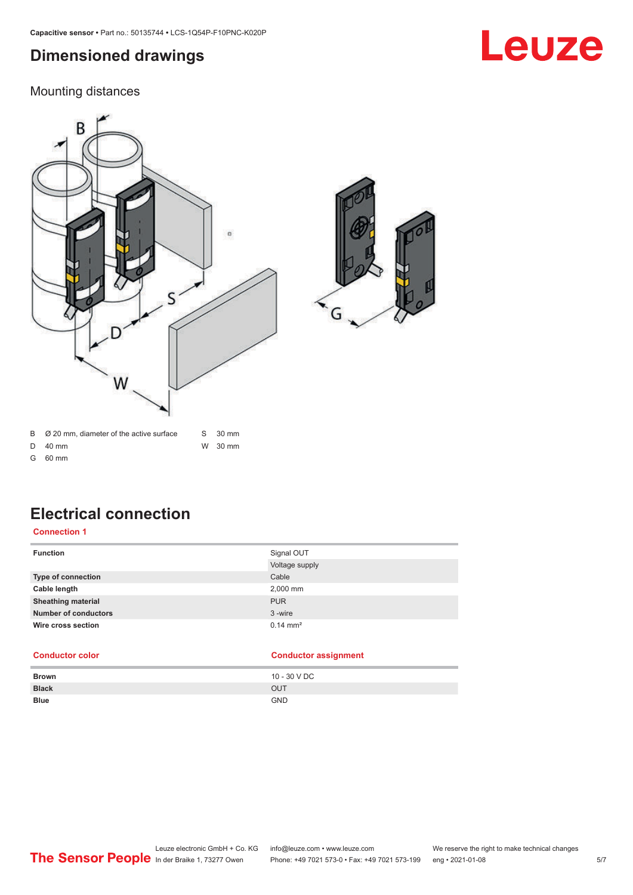# Dimensioned drawings

## Mounting distances

| | | | |
|---|---|---|---|
| B | Ø 20 mm, diameter of the active surface | S | 30 mm |
| D | 40 mm | W | 30 mm |
| G | 60 mm | | |

# Electrical connection

### Connection 1

| | |
|---|---|
| **Function** | Signal OUT |
| | Voltage supply |
| **Type of connection** | Cable |
| **Cable length** | 2,000 mm |
| **Sheathing material** | PUR |
| **Number of conductors** | 3 -wire |
| **Wire cross section** | 0.14 mm² |

| Conductor color | Conductor assignment |
|---|---|
| **Brown** | 10 - 30 V DC |
| **Black** | OUT |
| **Blue** | GND |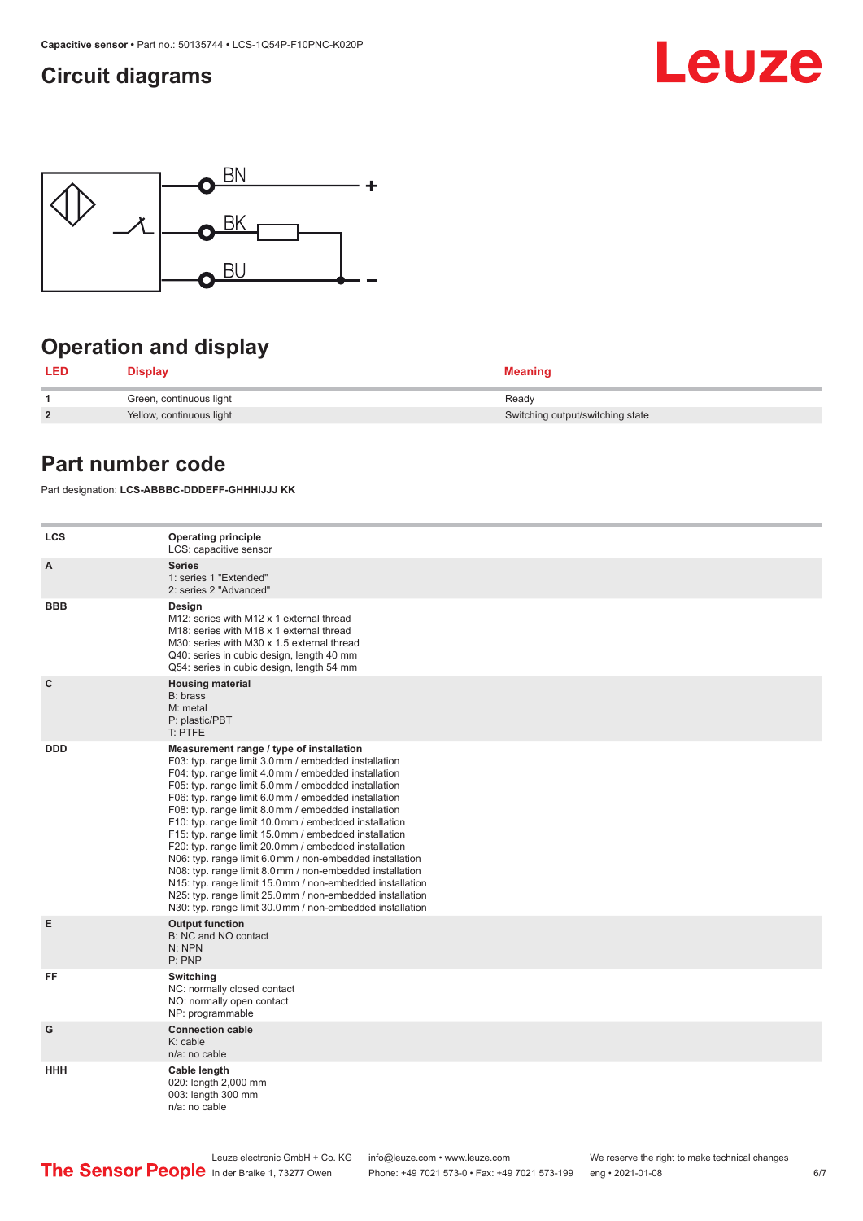## Circuit diagrams

BN +

BK

BU −

## Operation and display

| LED | Display | Meaning |
|---|---|---|
| 1 | Green, continuous light | Ready |
| 2 | Yellow, continuous light | Switching output/switching state |

## Part number code

Part designation: **LCS-ABBBC-DDDEFF-GHHHIJJJ KK**

| | |
|---|---|
| **LCS** | **Operating principle**<br>LCS: capacitive sensor |
| **A** | **Series**<br>1: series 1 "Extended"<br>2: series 2 "Advanced" |
| **BBB** | **Design**<br>M12: series with M12 x 1 external thread<br>M18: series with M18 x 1 external thread<br>M30: series with M30 x 1.5 external thread<br>Q40: series in cubic design, length 40 mm<br>Q54: series in cubic design, length 54 mm |
| **C** | **Housing material**<br>B: brass<br>M: metal<br>P: plastic/PBT<br>T: PTFE |
| **DDD** | **Measurement range / type of installation**<br>F03: typ. range limit 3.0 mm / embedded installation<br>F04: typ. range limit 4.0 mm / embedded installation<br>F05: typ. range limit 5.0 mm / embedded installation<br>F06: typ. range limit 6.0 mm / embedded installation<br>F08: typ. range limit 8.0 mm / embedded installation<br>F10: typ. range limit 10.0 mm / embedded installation<br>F15: typ. range limit 15.0 mm / embedded installation<br>F20: typ. range limit 20.0 mm / embedded installation<br>N06: typ. range limit 6.0 mm / non-embedded installation<br>N08: typ. range limit 8.0 mm / non-embedded installation<br>N15: typ. range limit 15.0 mm / non-embedded installation<br>N25: typ. range limit 25.0 mm / non-embedded installation<br>N30: typ. range limit 30.0 mm / non-embedded installation |
| **E** | **Output function**<br>B: NC and NO contact<br>N: NPN<br>P: PNP |
| **FF** | **Switching**<br>NC: normally closed contact<br>NO: normally open contact<br>NP: programmable |
| **G** | **Connection cable**<br>K: cable<br>n/a: no cable |
| **HHH** | **Cable length**<br>020: length 2,000 mm<br>003: length 300 mm<br>n/a: no cable |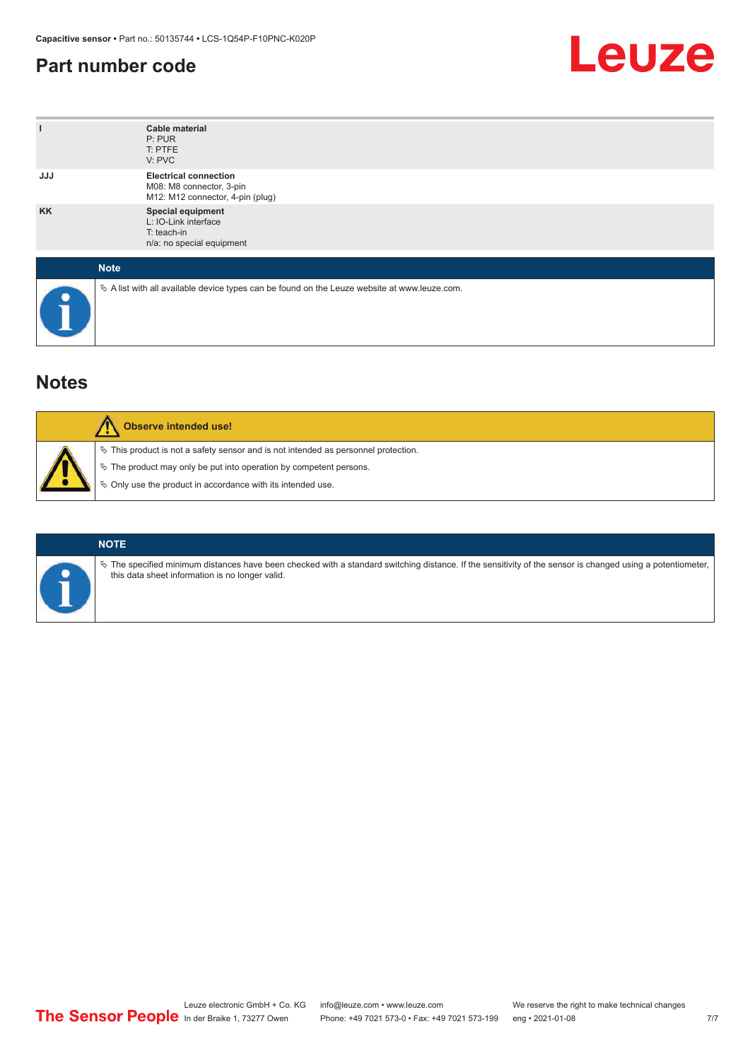## Part number code

| | |
|---|---|
| I | **Cable material**<br>P: PUR<br>T: PTFE<br>V: PVC |
| JJJ | **Electrical connection**<br>M08: M8 connector, 3-pin<br>M12: M12 connector, 4-pin (plug) |
| KK | **Special equipment**<br>L: IO-Link interface<br>T: teach-in<br>n/a: no special equipment |

**Note**

- A list with all available device types can be found on the Leuze website at www.leuze.com.

## Notes

**Observe intended use!**

- This product is not a safety sensor and is not intended as personnel protection.
- The product may only be put into operation by competent persons.
- Only use the product in accordance with its intended use.

**NOTE**

- The specified minimum distances have been checked with a standard switching distance. If the sensitivity of the sensor is changed using a potentiometer, this data sheet information is no longer valid.